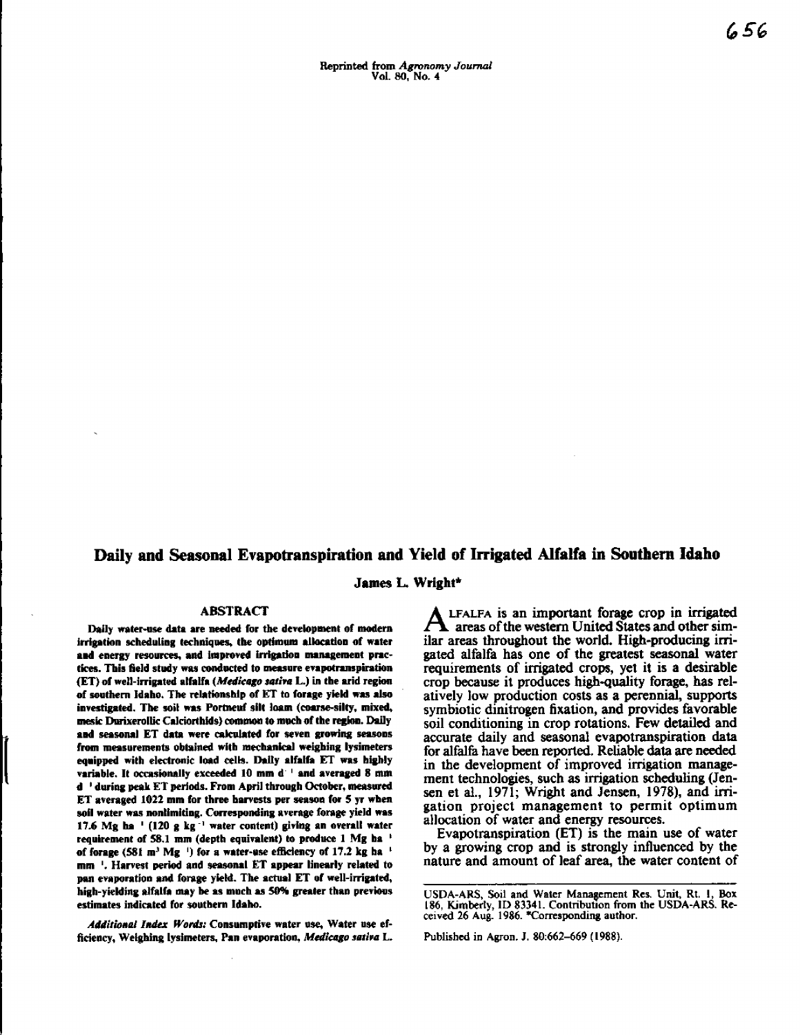Reprinted from *Agronomy Journal*
Vol. 80, No. 4

# Daily and Seasonal Evapotranspiration and Yield of Irrigated Alfalfa in Southern Idaho

**James L. Wright***

## ABSTRACT

**Daily water-use data are needed for the development of modern irrigation scheduling techniques, the optimum allocation of water and energy resources, and improved irrigation management practices. This field study was conducted to measure evapotranspiration (ET) of well-irrigated alfalfa (*Medicago sativa* L.) in the arid region of southern Idaho. The relationship of ET to forage yield was also investigated. The soil was Portneuf silt loam (coarse-silty, mixed, mesic Durixerollic Calciorthids) common to much of the region. Daily and seasonal ET data were calculated for seven growing seasons from measurements obtained with mechanical weighing lysimeters equipped with electronic load cells. Daily alfalfa ET was highly variable. It occasionally exceeded 10 mm $d^{-1}$ and averaged 8 mm $d^{-1}$ during peak ET periods. From April through October, measured ET averaged 1022 mm for three harvests per season for 5 yr when soil water was nonlimiting. Corresponding average forage yield was 17.6 Mg $ha^{-1}$ (120 g $kg^{-1}$ water content) giving an overall water requirement of 58.1 mm (depth equivalent) to produce 1 Mg $ha^{-1}$ of forage (581 $m^3$ $Mg^{-1}$) for a water-use efficiency of 17.2 kg $ha^{-1}$ $mm^{-1}$. Harvest period and seasonal ET appear linearly related to pan evaporation and forage yield. The actual ET of well-irrigated, high-yielding alfalfa may be as much as 50% greater than previous estimates indicated for southern Idaho.**

***Additional Index Words:*** **Consumptive water use, Water use efficiency, Weighing lysimeters, Pan evaporation, *Medicago sativa* L.**

ALFALFA is an important forage crop in irrigated areas of the western United States and other similar areas throughout the world. High-producing irrigated alfalfa has one of the greatest seasonal water requirements of irrigated crops, yet it is a desirable crop because it produces high-quality forage, has relatively low production costs as a perennial, supports symbiotic dinitrogen fixation, and provides favorable soil conditioning in crop rotations. Few detailed and accurate daily and seasonal evapotranspiration data for alfalfa have been reported. Reliable data are needed in the development of improved irrigation management technologies, such as irrigation scheduling (Jensen et al., 1971; Wright and Jensen, 1978), and irrigation project management to permit optimum allocation of water and energy resources.

Evapotranspiration (ET) is the main use of water by a growing crop and is strongly influenced by the nature and amount of leaf area, the water content of

---

USDA-ARS, Soil and Water Management Res. Unit, Rt. 1, Box 186, Kimberly, ID 83341. Contribution from the USDA-ARS. Received 26 Aug. 1986. *Corresponding author.

Published in Agron. J. 80:662–669 (1988).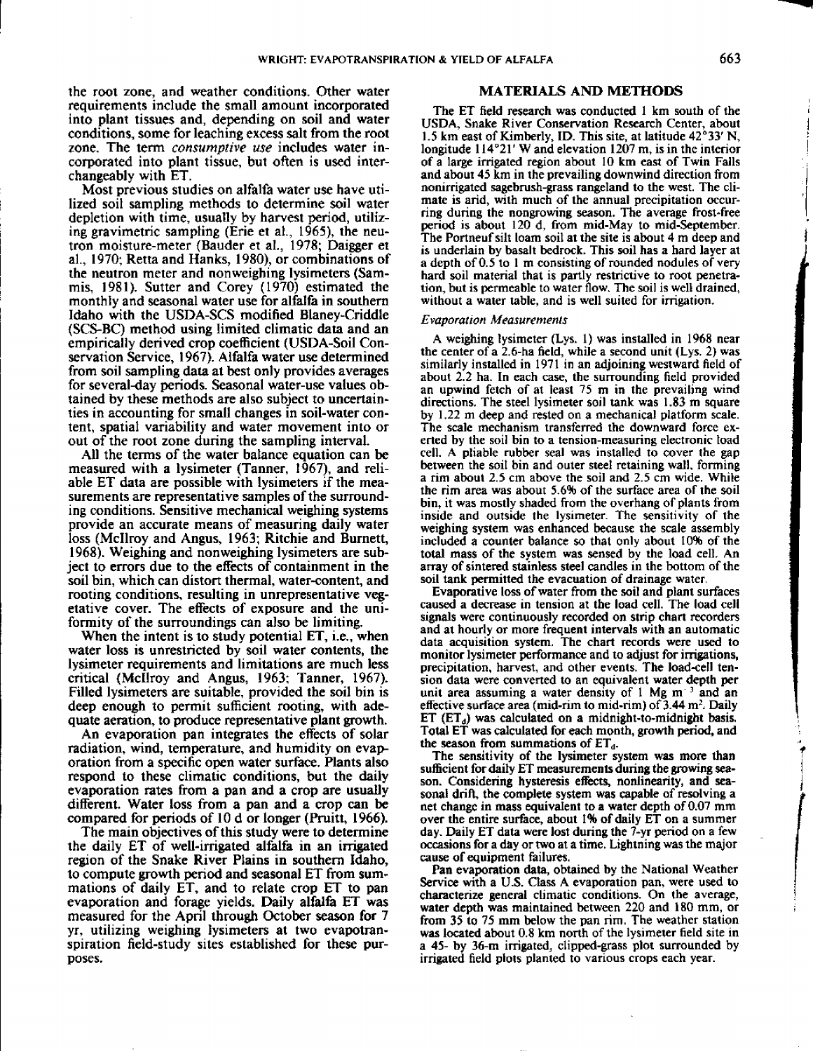the root zone, and weather conditions. Other water requirements include the small amount incorporated into plant tissues and, depending on soil and water conditions, some for leaching excess salt from the root zone. The term *consumptive use* includes water incorporated into plant tissue, but often is used interchangeably with ET.

Most previous studies on alfalfa water use have utilized soil sampling methods to determine soil water depletion with time, usually by harvest period, utilizing gravimetric sampling (Erie et al., 1965), the neutron moisture-meter (Bauder et al., 1978; Daigger et al., 1970; Retta and Hanks, 1980), or combinations of the neutron meter and nonweighing lysimeters (Sammis, 1981). Sutter and Corey (1970) estimated the monthly and seasonal water use for alfalfa in southern Idaho with the USDA-SCS modified Blaney-Criddle (SCS-BC) method using limited climatic data and an empirically derived crop coefficient (USDA-Soil Conservation Service, 1967). Alfalfa water use determined from soil sampling data at best only provides averages for several-day periods. Seasonal water-use values obtained by these methods are also subject to uncertainties in accounting for small changes in soil-water content, spatial variability and water movement into or out of the root zone during the sampling interval.

All the terms of the water balance equation can be measured with a lysimeter (Tanner, 1967), and reliable ET data are possible with lysimeters if the measurements are representative samples of the surrounding conditions. Sensitive mechanical weighing systems provide an accurate means of measuring daily water loss (McIlroy and Angus, 1963; Ritchie and Burnett, 1968). Weighing and nonweighing lysimeters are subject to errors due to the effects of containment in the soil bin, which can distort thermal, water-content, and rooting conditions, resulting in unrepresentative vegetative cover. The effects of exposure and the uniformity of the surroundings can also be limiting.

When the intent is to study potential ET, i.e., when water loss is unrestricted by soil water contents, the lysimeter requirements and limitations are much less critical (McIlroy and Angus, 1963; Tanner, 1967). Filled lysimeters are suitable, provided the soil bin is deep enough to permit sufficient rooting, with adequate aeration, to produce representative plant growth.

An evaporation pan integrates the effects of solar radiation, wind, temperature, and humidity on evaporation from a specific open water surface. Plants also respond to these climatic conditions, but the daily evaporation rates from a pan and a crop are usually different. Water loss from a pan and a crop can be compared for periods of 10 d or longer (Pruitt, 1966).

The main objectives of this study were to determine the daily ET of well-irrigated alfalfa in an irrigated region of the Snake River Plains in southern Idaho, to compute growth period and seasonal ET from summations of daily ET, and to relate crop ET to pan evaporation and forage yields. Daily alfalfa ET was measured for the April through October season for 7 yr, utilizing weighing lysimeters at two evapotranspiration field-study sites established for these purposes.

## MATERIALS AND METHODS

The ET field research was conducted 1 km south of the USDA, Snake River Conservation Research Center, about 1.5 km east of Kimberly, ID. This site, at latitude 42°33′ N, longitude 114°21′ W and elevation 1207 m, is in the interior of a large irrigated region about 10 km east of Twin Falls and about 45 km in the prevailing downwind direction from nonirrigated sagebrush-grass rangeland to the west. The climate is arid, with much of the annual precipitation occurring during the nongrowing season. The average frost-free period is about 120 d, from mid-May to mid-September. The Portneuf silt loam soil at the site is about 4 m deep and is underlain by basalt bedrock. This soil has a hard layer at a depth of 0.5 to 1 m consisting of rounded nodules of very hard soil material that is partly restrictive to root penetration, but is permeable to water flow. The soil is well drained, without a water table, and is well suited for irrigation.

### *Evaporation Measurements*

A weighing lysimeter (Lys. 1) was installed in 1968 near the center of a 2.6-ha field, while a second unit (Lys. 2) was similarly installed in 1971 in an adjoining westward field of about 2.2 ha. In each case, the surrounding field provided an upwind fetch of at least 75 m in the prevailing wind directions. The steel lysimeter soil tank was 1.83 m square by 1.22 m deep and rested on a mechanical platform scale. The scale mechanism transferred the downward force exerted by the soil bin to a tension-measuring electronic load cell. A pliable rubber seal was installed to cover the gap between the soil bin and outer steel retaining wall, forming a rim about 2.5 cm above the soil and 2.5 cm wide. While the rim area was about 5.6% of the surface area of the soil bin, it was mostly shaded from the overhang of plants from inside and outside the lysimeter. The sensitivity of the weighing system was enhanced because the scale assembly included a counter balance so that only about 10% of the total mass of the system was sensed by the load cell. An array of sintered stainless steel candles in the bottom of the soil tank permitted the evacuation of drainage water.

Evaporative loss of water from the soil and plant surfaces caused a decrease in tension at the load cell. The load cell signals were continuously recorded on strip chart recorders and at hourly or more frequent intervals with an automatic data acquisition system. The chart records were used to monitor lysimeter performance and to adjust for irrigations, precipitation, harvest, and other events. The load-cell tension data were converted to an equivalent water depth per unit area assuming a water density of 1 Mg $m^{-3}$ and an effective surface area (mid-rim to mid-rim) of 3.44 $m^2$. Daily ET ($ET_d$) was calculated on a midnight-to-midnight basis. Total ET was calculated for each month, growth period, and the season from summations of $ET_d$.

The sensitivity of the lysimeter system was more than sufficient for daily ET measurements during the growing season. Considering hysteresis effects, nonlinearity, and seasonal drift, the complete system was capable of resolving a net change in mass equivalent to a water depth of 0.07 mm over the entire surface, about 1% of daily ET on a summer day. Daily ET data were lost during the 7-yr period on a few occasions for a day or two at a time. Lightning was the major cause of equipment failures.

Pan evaporation data, obtained by the National Weather Service with a U.S. Class A evaporation pan, were used to characterize general climatic conditions. On the average, water depth was maintained between 220 and 180 mm, or from 35 to 75 mm below the pan rim. The weather station was located about 0.8 km north of the lysimeter field site in a 45- by 36-m irrigated, clipped-grass plot surrounded by irrigated field plots planted to various crops each year.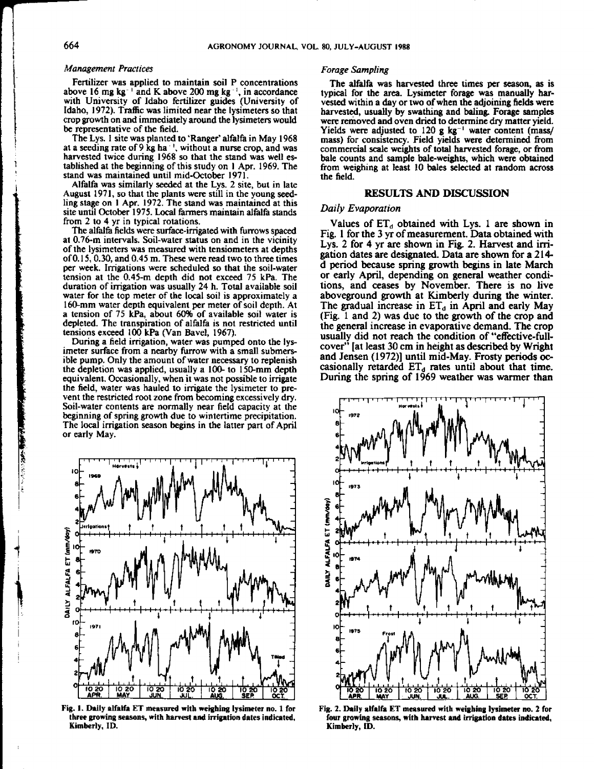### *Management Practices*

Fertilizer was applied to maintain soil P concentrations above 16 mg kg$^{-1}$ and K above 200 mg kg$^{-1}$, in accordance with University of Idaho fertilizer guides (University of Idaho, 1972). Traffic was limited near the lysimeters so that crop growth on and immediately around the lysimeters would be representative of the field.

The Lys. 1 site was planted to 'Ranger' alfalfa in May 1968 at a seeding rate of 9 kg ha$^{-1}$, without a nurse crop, and was harvested twice during 1968 so that the stand was well established at the beginning of this study on 1 Apr. 1969. The stand was maintained until mid-October 1971.

Alfalfa was similarly seeded at the Lys. 2 site, but in late August 1971, so that the plants were still in the young seedling stage on 1 Apr. 1972. The stand was maintained at this site until October 1975. Local farmers maintain alfalfa stands from 2 to 4 yr in typical rotations.

The alfalfa fields were surface-irrigated with furrows spaced at 0.76-m intervals. Soil-water status on and in the vicinity of the lysimeters was measured with tensiometers at depths of 0.15, 0.30, and 0.45 m. These were read two to three times per week. Irrigations were scheduled so that the soil-water tension at the 0.45-m depth did not exceed 75 kPa. The duration of irrigation was usually 24 h. Total available soil water for the top meter of the local soil is approximately a 160-mm water depth equivalent per meter of soil depth. At a tension of 75 kPa, about 60% of available soil water is depleted. The transpiration of alfalfa is not restricted until tensions exceed 100 kPa (Van Bavel, 1967).

During a field irrigation, water was pumped onto the lysimeter surface from a nearby furrow with a small submersible pump. Only the amount of water necessary to replenish the depletion was applied, usually a 100- to 150-mm depth equivalent. Occasionally, when it was not possible to irrigate the field, water was hauled to irrigate the lysimeter to prevent the restricted root zone from becoming excessively dry. Soil-water contents are normally near field capacity at the beginning of spring growth due to wintertime precipitation. The local irrigation season begins in the latter part of April or early May.

### *Forage Sampling*

The alfalfa was harvested three times per season, as is typical for the area. Lysimeter forage was manually harvested within a day or two of when the adjoining fields were harvested, usually by swathing and baling. Forage samples were removed and oven dried to determine dry matter yield. Yields were adjusted to 120 g kg$^{-1}$ water content (mass/mass) for consistency. Field yields were determined from commercial scale weights of total harvested forage, or from bale counts and sample bale-weights, which were obtained from weighing at least 10 bales selected at random across the field.

## RESULTS AND DISCUSSION

### *Daily Evaporation*

Values of $ET_d$ obtained with Lys. 1 are shown in Fig. 1 for the 3 yr of measurement. Data obtained with Lys. 2 for 4 yr are shown in Fig. 2. Harvest and irrigation dates are designated. Data are shown for a 214-d period because spring growth begins in late March or early April, depending on general weather conditions, and ceases by November. There is no live aboveground growth at Kimberly during the winter. The gradual increase in $ET_d$ in April and early May (Fig. 1 and 2) was due to the growth of the crop and the general increase in evaporative demand. The crop usually did not reach the condition of "effective-full-cover" [at least 30 cm in height as described by Wright and Jensen (1972)] until mid-May. Frosty periods occasionally retarded $ET_d$ rates until about that time. During the spring of 1969 weather was warmer than

Fig. 1. Daily alfalfa ET measured with weighing lysimeter no. 1 for three growing seasons, with harvest and irrigation dates indicated, Kimberly, ID.

Fig. 2. Daily alfalfa ET measured with weighing lysimeter no. 2 for four growing seasons, with harvest and irrigation dates indicated, Kimberly, ID.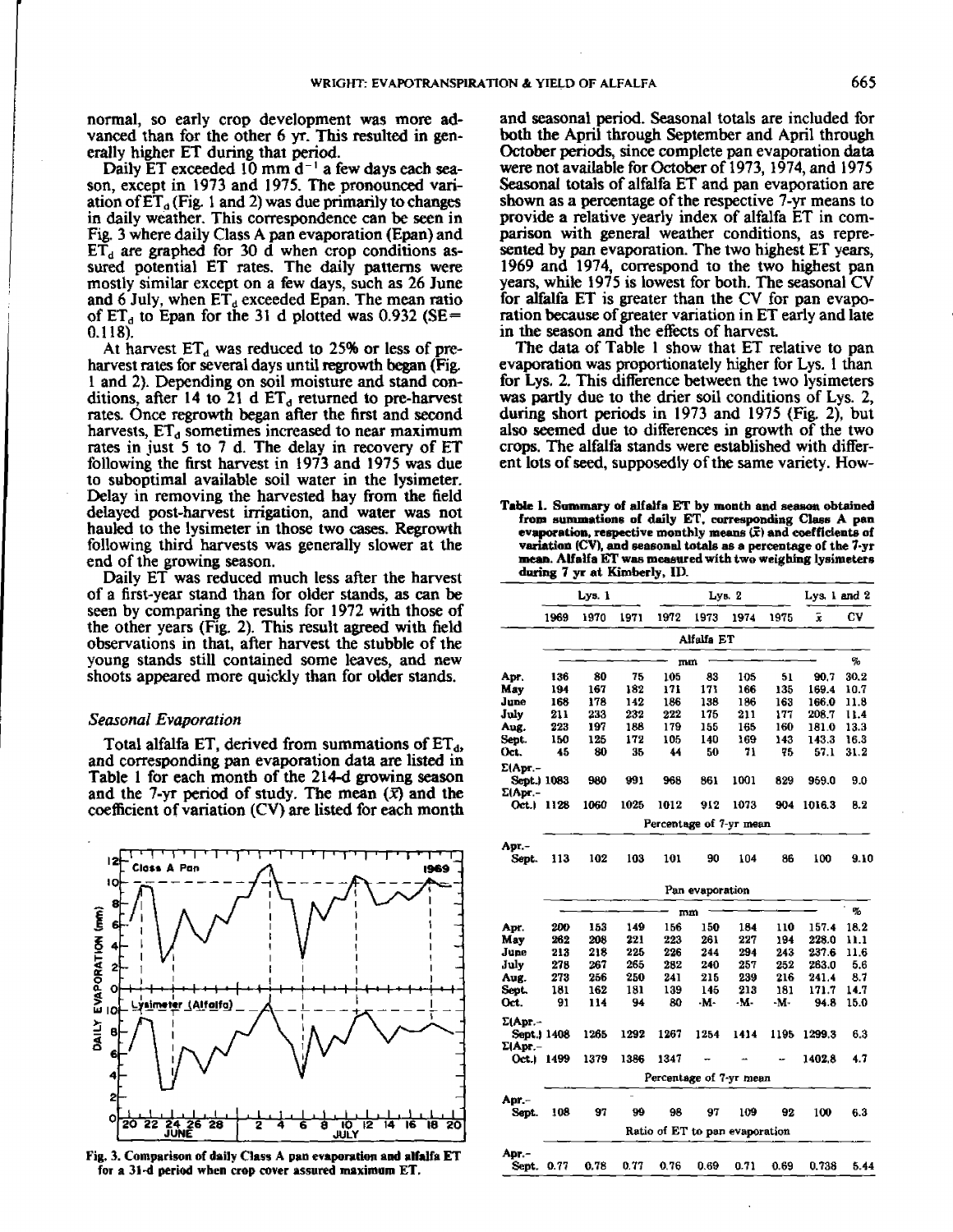normal, so early crop development was more advanced than for the other 6 yr. This resulted in generally higher ET during that period.

Daily ET exceeded 10 mm d$^{-1}$ a few days each season, except in 1973 and 1975. The pronounced variation of $ET_d$ (Fig. 1 and 2) was due primarily to changes in daily weather. This correspondence can be seen in Fig. 3 where daily Class A pan evaporation (Epan) and $ET_d$ are graphed for 30 d when crop conditions assured potential ET rates. The daily patterns were mostly similar except on a few days, such as 26 June and 6 July, when $ET_d$ exceeded Epan. The mean ratio of $ET_d$ to Epan for the 31 d plotted was 0.932 (SE= 0.118).

At harvest $ET_d$ was reduced to 25% or less of preharvest rates for several days until regrowth began (Fig. 1 and 2). Depending on soil moisture and stand conditions, after 14 to 21 d $ET_d$ returned to pre-harvest rates. Once regrowth began after the first and second harvests, $ET_d$ sometimes increased to near maximum rates in just 5 to 7 d. The delay in recovery of ET following the first harvest in 1973 and 1975 was due to suboptimal available soil water in the lysimeter. Delay in removing the harvested hay from the field delayed post-harvest irrigation, and water was not hauled to the lysimeter in those two cases. Regrowth following third harvests was generally slower at the end of the growing season.

Daily ET was reduced much less after the harvest of a first-year stand than for older stands, as can be seen by comparing the results for 1972 with those of the other years (Fig. 2). This result agreed with field observations in that, after harvest the stubble of the young stands still contained some leaves, and new shoots appeared more quickly than for older stands.

### Seasonal Evaporation

Total alfalfa ET, derived from summations of $ET_d$, and corresponding pan evaporation data are listed in Table 1 for each month of the 214-d growing season and the 7-yr period of study. The mean ($\bar{x}$) and the coefficient of variation (CV) are listed for each month

Fig. 3. Comparison of daily Class A pan evaporation and alfalfa ET for a 31-d period when crop cover assured maximum ET.

and seasonal period. Seasonal totals are included for both the April through September and April through October periods, since complete pan evaporation data were not available for October of 1973, 1974, and 1975 Seasonal totals of alfalfa ET and pan evaporation are shown as a percentage of the respective 7-yr means to provide a relative yearly index of alfalfa ET in comparison with general weather conditions, as represented by pan evaporation. The two highest ET years, 1969 and 1974, correspond to the two highest pan years, while 1975 is lowest for both. The seasonal CV for alfalfa ET is greater than the CV for pan evaporation because of greater variation in ET early and late in the season and the effects of harvest.

The data of Table 1 show that ET relative to pan evaporation was proportionately higher for Lys. 1 than for Lys. 2. This difference between the two lysimeters was partly due to the drier soil conditions of Lys. 2, during short periods in 1973 and 1975 (Fig. 2), but also seemed due to differences in growth of the two crops. The alfalfa stands were established with different lots of seed, supposedly of the same variety. How-

**Table 1. Summary of alfalfa ET by month and season obtained from summations of daily ET, corresponding Class A pan evaporation, respective monthly means ($\bar{x}$) and coefficients of variation (CV), and seasonal totals as a percentage of the 7-yr mean. Alfalfa ET was measured with two weighing lysimeters during 7 yr at Kimberly, ID.**

| | Lys. 1 | | | Lys. 2 | | | | Lys. 1 and 2 | |
|---|---|---|---|---|---|---|---|---|---|
| | 1969 | 1970 | 1971 | 1972 | 1973 | 1974 | 1975 | $\bar{x}$ | CV |
| | Alfalfa ET | | | | | | | | |
| | mm | | | | | | | | % |
| Apr. | 136 | 80 | 75 | 105 | 83 | 105 | 51 | 90.7 | 30.2 |
| May | 194 | 167 | 182 | 171 | 171 | 166 | 135 | 169.4 | 10.7 |
| June | 168 | 178 | 142 | 186 | 138 | 186 | 163 | 166.0 | 11.8 |
| July | 211 | 233 | 232 | 222 | 175 | 211 | 177 | 208.7 | 11.4 |
| Aug. | 223 | 197 | 188 | 179 | 155 | 165 | 160 | 181.0 | 13.3 |
| Sept. | 150 | 125 | 172 | 105 | 140 | 169 | 143 | 143.3 | 16.3 |
| Oct. | 45 | 80 | 35 | 44 | 50 | 71 | 75 | 57.1 | 31.2 |
| Σ(Apr.–Sept.) | 1083 | 980 | 991 | 968 | 861 | 1001 | 829 | 959.0 | 9.0 |
| Σ(Apr.–Oct.) | 1128 | 1060 | 1025 | 1012 | 912 | 1073 | 904 | 1016.3 | 8.2 |
| | Percentage of 7-yr mean | | | | | | | | |
| Apr.–Sept. | 113 | 102 | 103 | 101 | 90 | 104 | 86 | 100 | 9.10 |
| | Pan evaporation | | | | | | | | |
| | mm | | | | | | | | % |
| Apr. | 200 | 153 | 149 | 156 | 150 | 184 | 110 | 157.4 | 18.2 |
| May | 262 | 208 | 221 | 223 | 261 | 227 | 194 | 228.0 | 11.1 |
| June | 213 | 218 | 225 | 226 | 244 | 294 | 243 | 237.6 | 11.6 |
| July | 278 | 267 | 265 | 282 | 240 | 257 | 252 | 263.0 | 5.6 |
| Aug. | 273 | 256 | 250 | 241 | 215 | 239 | 216 | 241.4 | 8.7 |
| Sept. | 181 | 162 | 181 | 139 | 145 | 213 | 181 | 171.7 | 14.7 |
| Oct. | 91 | 114 | 94 | 80 | -M- | -M- | -M- | 94.8 | 15.0 |
| Σ(Apr.–Sept.) | 1408 | 1265 | 1292 | 1267 | 1254 | 1414 | 1195 | 1299.3 | 6.3 |
| Σ(Apr.–Oct.) | 1499 | 1379 | 1386 | 1347 | – | – | – | 1402.8 | 4.7 |
| | Percentage of 7-yr mean | | | | | | | | |
| Apr.–Sept. | 108 | 97 | 99 | 98 | 97 | 109 | 92 | 100 | 6.3 |
| | Ratio of ET to pan evaporation | | | | | | | | |
| Apr.–Sept. | 0.77 | 0.78 | 0.77 | 0.76 | 0.69 | 0.71 | 0.69 | 0.738 | 5.44 |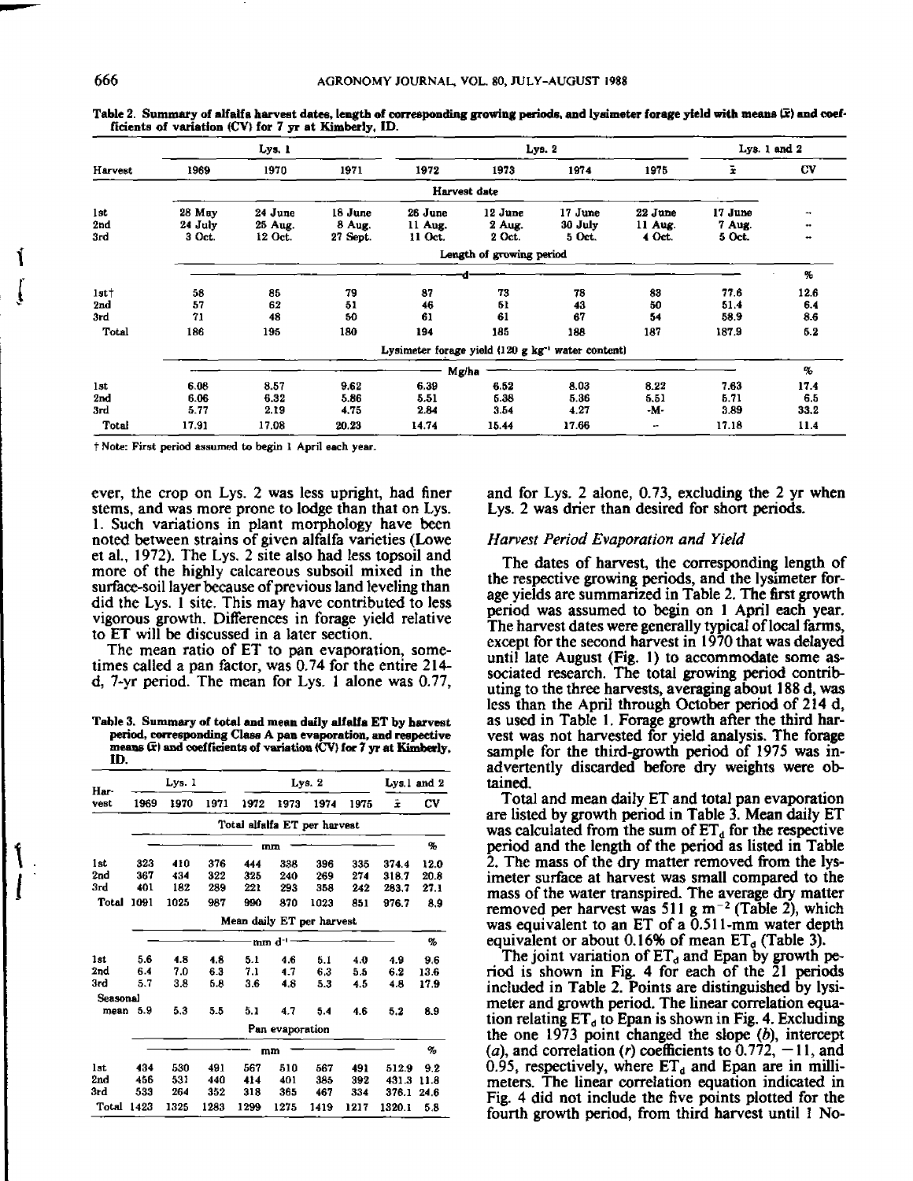Table 2. Summary of alfalfa harvest dates, length of corresponding growing periods, and lysimeter forage yield with means ($\bar{x}$) and coefficients of variation (CV) for 7 yr at Kimberly, ID.

| Harvest | Lys. 1 | | | Lys. 2 | | | | Lys. 1 and 2 | |
|---|---|---|---|---|---|---|---|---|---|
| | 1969 | 1970 | 1971 | 1972 | 1973 | 1974 | 1975 | $\bar{x}$ | CV |
| | Harvest date | | | | | | | | |
| 1st | 28 May | 24 June | 18 June | 26 June | 12 June | 17 June | 22 June | 17 June | -- |
| 2nd | 24 July | 25 Aug. | 8 Aug. | 11 Aug. | 2 Aug. | 30 July | 11 Aug. | 7 Aug. | -- |
| 3rd | 3 Oct. | 12 Oct. | 27 Sept. | 11 Oct. | 2 Oct. | 5 Oct. | 4 Oct. | 5 Oct. | -- |
| | Length of growing period | | | | | | | | |
| | d | | | | | | | | % |
| 1st† | 58 | 85 | 79 | 87 | 73 | 78 | 83 | 77.6 | 12.6 |
| 2nd | 57 | 62 | 51 | 46 | 51 | 43 | 50 | 51.4 | 6.4 |
| 3rd | 71 | 48 | 50 | 61 | 61 | 67 | 54 | 58.9 | 8.6 |
| Total | 186 | 195 | 180 | 194 | 185 | 188 | 187 | 187.9 | 5.2 |
| | Lysimeter forage yield (120 g kg$^{-1}$ water content) | | | | | | | | |
| | Mg/ha | | | | | | | | % |
| 1st | 6.08 | 8.57 | 9.62 | 6.39 | 6.52 | 8.03 | 8.22 | 7.63 | 17.4 |
| 2nd | 6.06 | 6.32 | 5.86 | 5.51 | 5.38 | 5.36 | 5.51 | 5.71 | 6.5 |
| 3rd | 5.77 | 2.19 | 4.75 | 2.84 | 3.54 | 4.27 | -M- | 3.89 | 33.2 |
| Total | 17.91 | 17.08 | 20.23 | 14.74 | 15.44 | 17.66 | -- | 17.18 | 11.4 |

† Note: First period assumed to begin 1 April each year.

ever, the crop on Lys. 2 was less upright, had finer stems, and was more prone to lodge than that on Lys. 1. Such variations in plant morphology have been noted between strains of given alfalfa varieties (Lowe et al., 1972). The Lys. 2 site also had less topsoil and more of the highly calcareous subsoil mixed in the surface-soil layer because of previous land leveling than did the Lys. 1 site. This may have contributed to less vigorous growth. Differences in forage yield relative to ET will be discussed in a later section.

The mean ratio of ET to pan evaporation, sometimes called a pan factor, was 0.74 for the entire 214-d, 7-yr period. The mean for Lys. 1 alone was 0.77, and for Lys. 2 alone, 0.73, excluding the 2 yr when Lys. 2 was drier than desired for short periods.

Table 3. Summary of total and mean daily alfalfa ET by harvest period, corresponding Class A pan evaporation, and respective means ($\bar{x}$) and coefficients of variation (CV) for 7 yr at Kimberly, ID.

| Harvest | Lys. 1 | | | Lys. 2 | | | | Lys.1 and 2 | |
|---|---|---|---|---|---|---|---|---|---|
| | 1969 | 1970 | 1971 | 1972 | 1973 | 1974 | 1975 | $\bar{x}$ | CV |
| | Total alfalfa ET per harvest | | | | | | | | |
| | mm | | | | | | | | % |
| 1st | 323 | 410 | 376 | 444 | 338 | 396 | 335 | 374.4 | 12.0 |
| 2nd | 367 | 434 | 322 | 325 | 240 | 269 | 274 | 318.7 | 20.8 |
| 3rd | 401 | 182 | 289 | 221 | 293 | 358 | 242 | 283.7 | 27.1 |
| Total | 1091 | 1025 | 987 | 990 | 870 | 1023 | 851 | 976.7 | 8.9 |
| | Mean daily ET per harvest | | | | | | | | |
| | mm d$^{-1}$ | | | | | | | | % |
| 1st | 5.6 | 4.8 | 4.8 | 5.1 | 4.6 | 5.1 | 4.0 | 4.9 | 9.6 |
| 2nd | 6.4 | 7.0 | 6.3 | 7.1 | 4.7 | 6.3 | 5.5 | 6.2 | 13.6 |
| 3rd | 5.7 | 3.8 | 5.8 | 3.6 | 4.8 | 5.3 | 4.5 | 4.8 | 17.9 |
| Seasonal mean | 5.9 | 5.3 | 5.5 | 5.1 | 4.7 | 5.4 | 4.6 | 5.2 | 8.9 |
| | Pan evaporation | | | | | | | | |
| | mm | | | | | | | | % |
| 1st | 434 | 530 | 491 | 567 | 510 | 567 | 491 | 512.9 | 9.2 |
| 2nd | 456 | 531 | 440 | 414 | 401 | 385 | 392 | 431.3 | 11.8 |
| 3rd | 533 | 264 | 352 | 318 | 365 | 467 | 334 | 376.1 | 24.6 |
| Total | 1423 | 1325 | 1283 | 1299 | 1275 | 1419 | 1217 | 1320.1 | 5.8 |

### *Harvest Period Evaporation and Yield*

The dates of harvest, the corresponding length of the respective growing periods, and the lysimeter forage yields are summarized in Table 2. The first growth period was assumed to begin on 1 April each year. The harvest dates were generally typical of local farms, except for the second harvest in 1970 that was delayed until late August (Fig. 1) to accommodate some associated research. The total growing period contributing to the three harvests, averaging about 188 d, was less than the April through October period of 214 d, as used in Table 1. Forage growth after the third harvest was not harvested for yield analysis. The forage sample for the third-growth period of 1975 was inadvertently discarded before dry weights were obtained.

Total and mean daily ET and total pan evaporation are listed by growth period in Table 3. Mean daily ET was calculated from the sum of $ET_d$ for the respective period and the length of the period as listed in Table 2. The mass of the dry matter removed from the lysimeter surface at harvest was small compared to the mass of the water transpired. The average dry matter removed per harvest was 511 g m$^{-2}$ (Table 2), which was equivalent to an ET of a 0.511-mm water depth equivalent or about 0.16% of mean $ET_d$ (Table 3).

The joint variation of $ET_d$ and Epan by growth period is shown in Fig. 4 for each of the 21 periods included in Table 2. Points are distinguished by lysimeter and growth period. The linear correlation equation relating $ET_d$ to Epan is shown in Fig. 4. Excluding the one 1973 point changed the slope ($b$), intercept ($a$), and correlation ($r$) coefficients to 0.772, −11, and 0.95, respectively, where $ET_d$ and Epan are in millimeters. The linear correlation equation indicated in Fig. 4 did not include the five points plotted for the fourth growth period, from third harvest until 1 No-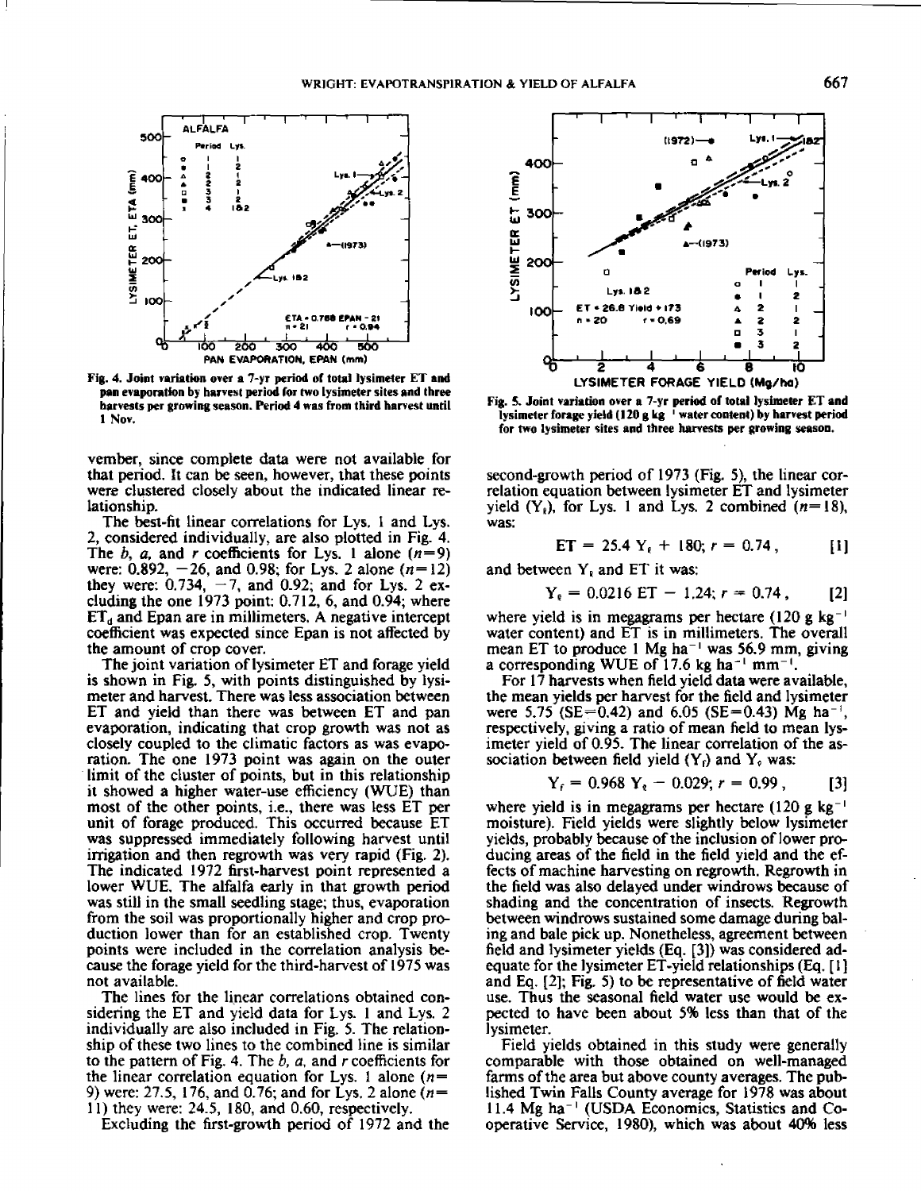Fig. 4. Joint variation over a 7-yr period of total lysimeter ET and pan evaporation by harvest period for two lysimeter sites and three harvests per growing season. Period 4 was from third harvest until 1 Nov.

vember, since complete data were not available for that period. It can be seen, however, that these points were clustered closely about the indicated linear relationship.

The best-fit linear correlations for Lys. 1 and Lys. 2, considered individually, are also plotted in Fig. 4. The $b$, $a$, and $r$ coefficients for Lys. 1 alone ($n$=9) were: 0.892, −26, and 0.98; for Lys. 2 alone ($n$=12) they were: 0.734, −7, and 0.92; and for Lys. 2 excluding the one 1973 point: 0.712, 6, and 0.94; where $ET_a$ and Epan are in millimeters. A negative intercept coefficient was expected since Epan is not affected by the amount of crop cover.

The joint variation of lysimeter ET and forage yield is shown in Fig. 5, with points distinguished by lysimeter and harvest. There was less association between ET and yield than there was between ET and pan evaporation, indicating that crop growth was not as closely coupled to the climatic factors as was evaporation. The one 1973 point was again on the outer limit of the cluster of points, but in this relationship it showed a higher water-use efficiency (WUE) than most of the other points, i.e., there was less ET per unit of forage produced. This occurred because ET was suppressed immediately following harvest until irrigation and then regrowth was very rapid (Fig. 2). The indicated 1972 first-harvest point represented a lower WUE. The alfalfa early in that growth period was still in the small seedling stage; thus, evaporation from the soil was proportionally higher and crop production lower than for an established crop. Twenty points were included in the correlation analysis because the forage yield for the third-harvest of 1975 was not available.

The lines for the linear correlations obtained considering the ET and yield data for Lys. 1 and Lys. 2 individually are also included in Fig. 5. The relationship of these two lines to the combined line is similar to the pattern of Fig. 4. The $b$, $a$, and $r$ coefficients for the linear correlation equation for Lys. 1 alone ($n$=9) were: 27.5, 176, and 0.76; and for Lys. 2 alone ($n$=11) they were: 24.5, 180, and 0.60, respectively.

Excluding the first-growth period of 1972 and the

Fig. 5. Joint variation over a 7-yr period of total lysimeter ET and lysimeter forage yield (120 g kg⁻¹ water content) by harvest period for two lysimeter sites and three harvests per growing season.

second-growth period of 1973 (Fig. 5), the linear correlation equation between lysimeter ET and lysimeter yield ($Y_\ell$), for Lys. 1 and Lys. 2 combined ($n$=18), was:

$$ET = 25.4\ Y_\ell + 180;\ r = 0.74, \qquad [1]$$

and between $Y_\ell$ and ET it was:

$$Y_\ell = 0.0216\ ET - 1.24;\ r = 0.74, \qquad [2]$$

where yield is in megagrams per hectare (120 g $kg^{-1}$ water content) and ET is in millimeters. The overall mean ET to produce 1 Mg $ha^{-1}$ was 56.9 mm, giving a corresponding WUE of 17.6 kg $ha^{-1}$ $mm^{-1}$.

For 17 harvests when field yield data were available, the mean yields per harvest for the field and lysimeter were 5.75 (SE=0.42) and 6.05 (SE=0.43) Mg $ha^{-1}$, respectively, giving a ratio of mean field to mean lysimeter yield of 0.95. The linear correlation of the association between field yield ($Y_f$) and $Y_\ell$ was:

$$Y_f = 0.968\ Y_\ell - 0.029;\ r = 0.99, \qquad [3]$$

where yield is in megagrams per hectare (120 g $kg^{-1}$ moisture). Field yields were slightly below lysimeter yields, probably because of the inclusion of lower producing areas of the field in the field yield and the effects of machine harvesting on regrowth. Regrowth in the field was also delayed under windrows because of shading and the concentration of insects. Regrowth between windrows sustained some damage during baling and bale pick up. Nonetheless, agreement between field and lysimeter yields (Eq. [3]) was considered adequate for the lysimeter ET-yield relationships (Eq. [1] and Eq. [2]; Fig. 5) to be representative of field water use. Thus the seasonal field water use would be expected to have been about 5% less than that of the lysimeter.

Field yields obtained in this study were generally comparable with those obtained on well-managed farms of the area but above county averages. The published Twin Falls County average for 1978 was about 11.4 Mg $ha^{-1}$ (USDA Economics, Statistics and Cooperative Service, 1980), which was about 40% less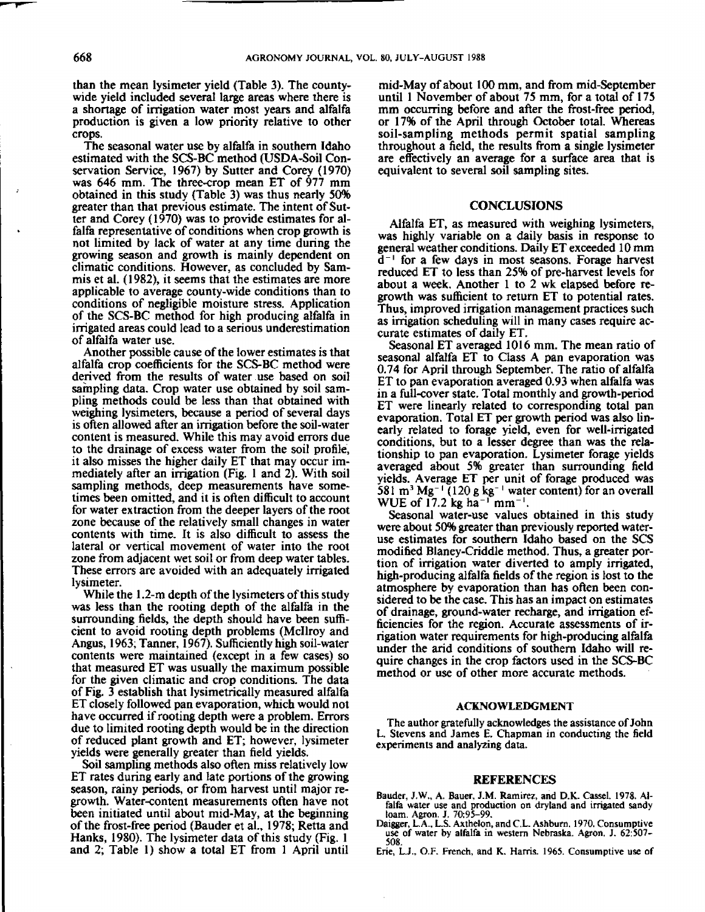than the mean lysimeter yield (Table 3). The countywide yield included several large areas where there is a shortage of irrigation water most years and alfalfa production is given a low priority relative to other crops.

The seasonal water use by alfalfa in southern Idaho estimated with the SCS-BC method (USDA-Soil Conservation Service, 1967) by Sutter and Corey (1970) was 646 mm. The three-crop mean ET of 977 mm obtained in this study (Table 3) was thus nearly 50% greater than that previous estimate. The intent of Sutter and Corey (1970) was to provide estimates for alfalfa representative of conditions when crop growth is not limited by lack of water at any time during the growing season and growth is mainly dependent on climatic conditions. However, as concluded by Sammis et al. (1982), it seems that the estimates are more applicable to average county-wide conditions than to conditions of negligible moisture stress. Application of the SCS-BC method for high producing alfalfa in irrigated areas could lead to a serious underestimation of alfalfa water use.

Another possible cause of the lower estimates is that alfalfa crop coefficients for the SCS-BC method were derived from the results of water use based on soil sampling data. Crop water use obtained by soil sampling methods could be less than that obtained with weighing lysimeters, because a period of several days is often allowed after an irrigation before the soil-water content is measured. While this may avoid errors due to the drainage of excess water from the soil profile, it also misses the higher daily ET that may occur immediately after an irrigation (Fig. 1 and 2). With soil sampling methods, deep measurements have sometimes been omitted, and it is often difficult to account for water extraction from the deeper layers of the root zone because of the relatively small changes in water contents with time. It is also difficult to assess the lateral or vertical movement of water into the root zone from adjacent wet soil or from deep water tables. These errors are avoided with an adequately irrigated lysimeter.

While the 1.2-m depth of the lysimeters of this study was less than the rooting depth of the alfalfa in the surrounding fields, the depth should have been sufficient to avoid rooting depth problems (McIlroy and Angus, 1963; Tanner, 1967). Sufficiently high soil-water contents were maintained (except in a few cases) so that measured ET was usually the maximum possible for the given climatic and crop conditions. The data of Fig. 3 establish that lysimetrically measured alfalfa ET closely followed pan evaporation, which would not have occurred if rooting depth were a problem. Errors due to limited rooting depth would be in the direction of reduced plant growth and ET; however, lysimeter yields were generally greater than field yields.

Soil sampling methods also often miss relatively low ET rates during early and late portions of the growing season, rainy periods, or from harvest until major regrowth. Water-content measurements often have not been initiated until about mid-May, at the beginning of the frost-free period (Bauder et al., 1978; Retta and Hanks, 1980). The lysimeter data of this study (Fig. 1 and 2; Table 1) show a total ET from 1 April until mid-May of about 100 mm, and from mid-September until 1 November of about 75 mm, for a total of 175 mm occurring before and after the frost-free period, or 17% of the April through October total. Whereas soil-sampling methods permit spatial sampling throughout a field, the results from a single lysimeter are effectively an average for a surface area that is equivalent to several soil sampling sites.

## CONCLUSIONS

Alfalfa ET, as measured with weighing lysimeters, was highly variable on a daily basis in response to general weather conditions. Daily ET exceeded 10 mm $d^{-1}$ for a few days in most seasons. Forage harvest reduced ET to less than 25% of pre-harvest levels for about a week. Another 1 to 2 wk elapsed before regrowth was sufficient to return ET to potential rates. Thus, improved irrigation management practices such as irrigation scheduling will in many cases require accurate estimates of daily ET.

Seasonal ET averaged 1016 mm. The mean ratio of seasonal alfalfa ET to Class A pan evaporation was 0.74 for April through September. The ratio of alfalfa ET to pan evaporation averaged 0.93 when alfalfa was in a full-cover state. Total monthly and growth-period ET were linearly related to corresponding total pan evaporation. Total ET per growth period was also linearly related to forage yield, even for well-irrigated conditions, but to a lesser degree than was the relationship to pan evaporation. Lysimeter forage yields averaged about 5% greater than surrounding field yields. Average ET per unit of forage produced was 581 $m^3$ $Mg^{-1}$ (120 g $kg^{-1}$ water content) for an overall WUE of 17.2 kg $ha^{-1}$ $mm^{-1}$.

Seasonal water-use values obtained in this study were about 50% greater than previously reported water-use estimates for southern Idaho based on the SCS modified Blaney-Criddle method. Thus, a greater portion of irrigation water diverted to amply irrigated, high-producing alfalfa fields of the region is lost to the atmosphere by evaporation than has often been considered to be the case. This has an impact on estimates of drainage, ground-water recharge, and irrigation efficiencies for the region. Accurate assessments of irrigation water requirements for high-producing alfalfa under the arid conditions of southern Idaho will require changes in the crop factors used in the SCS-BC method or use of other more accurate methods.

## ACKNOWLEDGMENT

The author gratefully acknowledges the assistance of John L. Stevens and James E. Chapman in conducting the field experiments and analyzing data.

## REFERENCES

Bauder, J.W., A. Bauer, J.M. Ramirez, and D.K. Cassel. 1978. Alfalfa water use and production on dryland and irrigated sandy loam. Agron. J. 70:95–99.

Daigger, L.A., L.S. Axthelm, and C.L. Ashburn. 1970. Consumptive use of water by alfalfa in western Nebraska. Agron. J. 62:507–508.

Erie, L.J., O.F. French, and K. Harris. 1965. Consumptive use of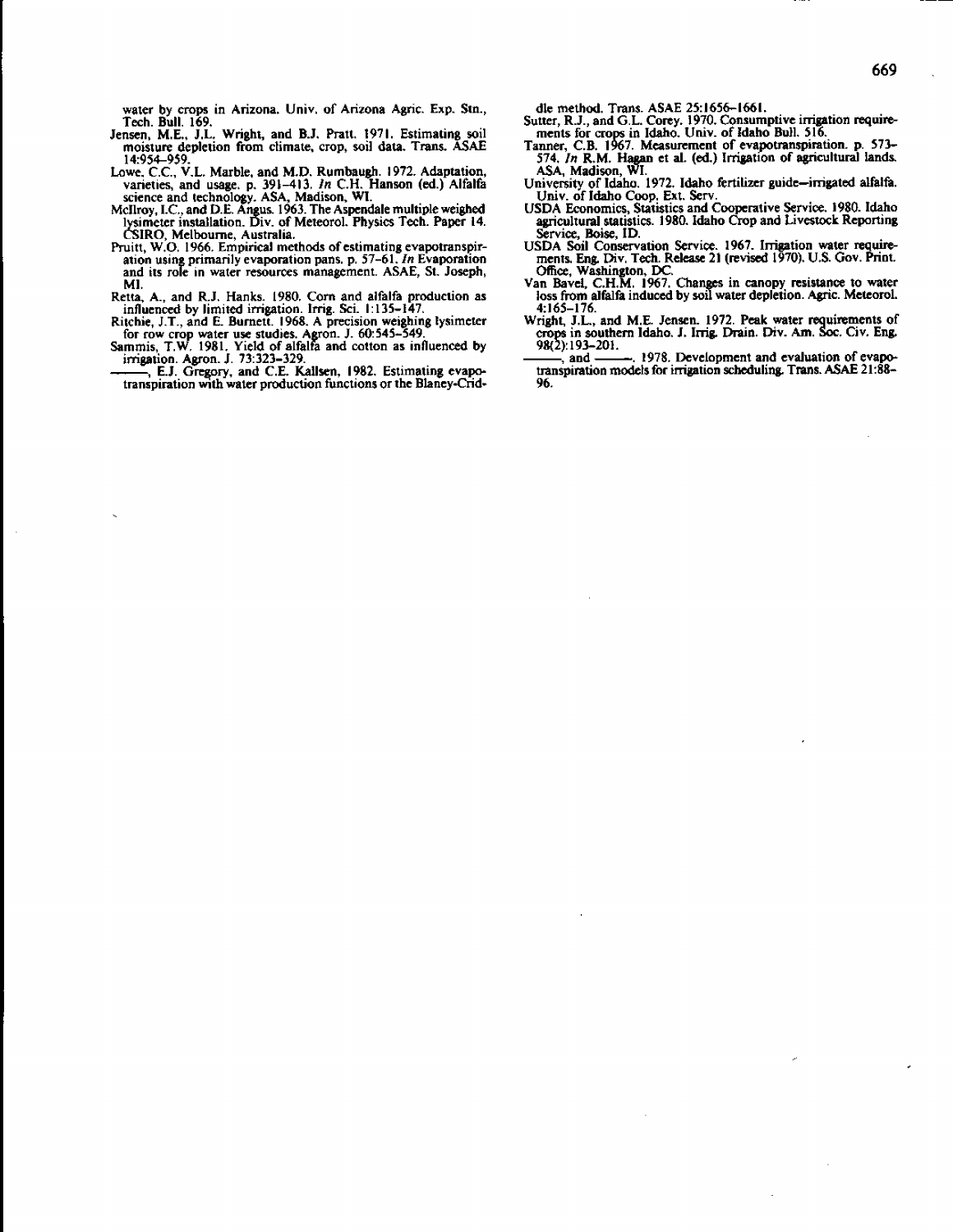water by crops in Arizona. Univ. of Arizona Agric. Exp. Stn., Tech. Bull. 169.

Jensen, M.E., J.L. Wright, and B.J. Pratt. 1971. Estimating soil moisture depletion from climate, crop, soil data. Trans. ASAE 14:954–959.

Lowe, C.C., V.L. Marble, and M.D. Rumbaugh. 1972. Adaptation, varieties, and usage. p. 391–413. *In* C.H. Hanson (ed.) Alfalfa science and technology. ASA, Madison, WI.

McIlroy, I.C., and D.E. Angus. 1963. The Aspendale multiple weighed lysimeter installation. Div. of Meteorol. Physics Tech. Paper 14. CSIRO, Melbourne, Australia.

Pruitt, W.O. 1966. Empirical methods of estimating evapotranspiration using primarily evaporation pans. p. 57–61. *In* Evaporation and its role in water resources management. ASAE, St. Joseph, MI.

Retta, A., and R.J. Hanks. 1980. Corn and alfalfa production as influenced by limited irrigation. Irrig. Sci. 1:135–147.

Ritchie, J.T., and E. Burnett. 1968. A precision weighing lysimeter for row crop water use studies. Agron. J. 60:545–549.

Sammis, T.W. 1981. Yield of alfalfa and cotton as influenced by irrigation. Agron. J. 73:323–329.

———, E.J. Gregory, and C.E. Kallsen, 1982. Estimating evapotranspiration with water production functions or the Blaney-Criddle method. Trans. ASAE 25:1656–1661.

Sutter, R.J., and G.L. Corey. 1970. Consumptive irrigation requirements for crops in Idaho. Univ. of Idaho Bull. 516.

Tanner, C.B. 1967. Measurement of evapotranspiration. p. 573–574. *In* R.M. Hagan et al. (ed.) Irrigation of agricultural lands. ASA, Madison, WI.

University of Idaho. 1972. Idaho fertilizer guide—irrigated alfalfa. Univ. of Idaho Coop. Ext. Serv.

USDA Economics, Statistics and Cooperative Service. 1980. Idaho agricultural statistics. 1980. Idaho Crop and Livestock Reporting Service, Boise, ID.

USDA Soil Conservation Service. 1967. Irrigation water requirements. Eng. Div. Tech. Release 21 (revised 1970). U.S. Gov. Print. Office, Washington, DC.

Van Bavel, C.H.M. 1967. Changes in canopy resistance to water loss from alfalfa induced by soil water depletion. Agric. Meteorol. 4:165–176.

Wright, J.L., and M.E. Jensen. 1972. Peak water requirements of crops in southern Idaho. J. Irrig. Drain. Div. Am. Soc. Civ. Eng. 98(2):193–201.

———, and ———. 1978. Development and evaluation of evapotranspiration models for irrigation scheduling. Trans. ASAE 21:88–96.